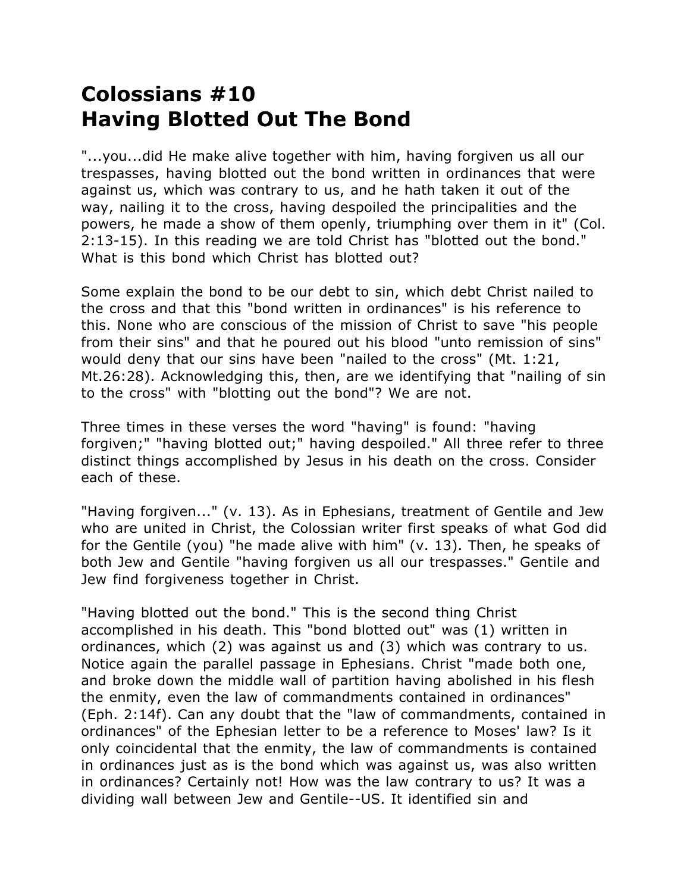# Colossians #10
# Having Blotted Out The Bond

"...you...did He make alive together with him, having forgiven us all our trespasses, having blotted out the bond written in ordinances that were against us, which was contrary to us, and he hath taken it out of the way, nailing it to the cross, having despoiled the principalities and the powers, he made a show of them openly, triumphing over them in it" (Col. 2:13-15). In this reading we are told Christ has "blotted out the bond." What is this bond which Christ has blotted out?

Some explain the bond to be our debt to sin, which debt Christ nailed to the cross and that this "bond written in ordinances" is his reference to this. None who are conscious of the mission of Christ to save "his people from their sins" and that he poured out his blood "unto remission of sins" would deny that our sins have been "nailed to the cross" (Mt. 1:21, Mt.26:28). Acknowledging this, then, are we identifying that "nailing of sin to the cross" with "blotting out the bond"? We are not.

Three times in these verses the word "having" is found: "having forgiven;" "having blotted out;" having despoiled." All three refer to three distinct things accomplished by Jesus in his death on the cross. Consider each of these.

"Having forgiven..." (v. 13). As in Ephesians, treatment of Gentile and Jew who are united in Christ, the Colossian writer first speaks of what God did for the Gentile (you) "he made alive with him" (v. 13). Then, he speaks of both Jew and Gentile "having forgiven us all our trespasses." Gentile and Jew find forgiveness together in Christ.

"Having blotted out the bond." This is the second thing Christ accomplished in his death. This "bond blotted out" was (1) written in ordinances, which (2) was against us and (3) which was contrary to us. Notice again the parallel passage in Ephesians. Christ "made both one, and broke down the middle wall of partition having abolished in his flesh the enmity, even the law of commandments contained in ordinances" (Eph. 2:14f). Can any doubt that the "law of commandments, contained in ordinances" of the Ephesian letter to be a reference to Moses' law? Is it only coincidental that the enmity, the law of commandments is contained in ordinances just as is the bond which was against us, was also written in ordinances? Certainly not! How was the law contrary to us? It was a dividing wall between Jew and Gentile--US. It identified sin and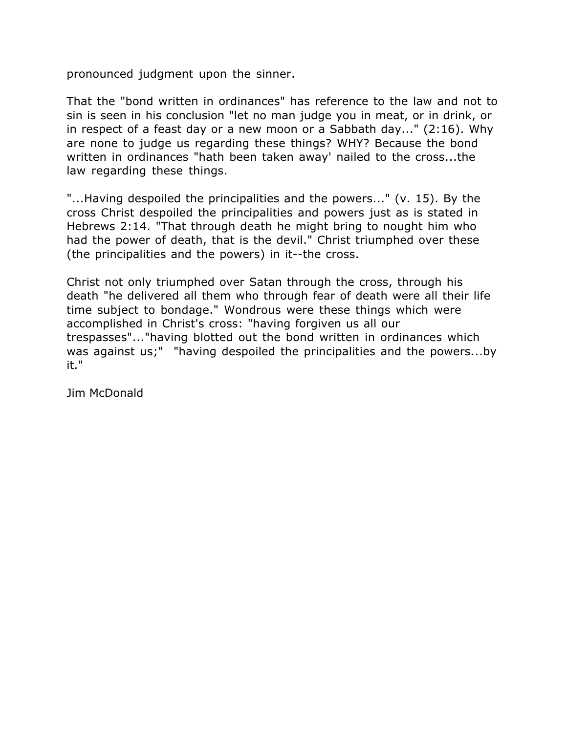pronounced judgment upon the sinner.

That the "bond written in ordinances" has reference to the law and not to sin is seen in his conclusion "let no man judge you in meat, or in drink, or in respect of a feast day or a new moon or a Sabbath day..." (2:16). Why are none to judge us regarding these things? WHY? Because the bond written in ordinances "hath been taken away' nailed to the cross...the law regarding these things.

"...Having despoiled the principalities and the powers..." (v. 15). By the cross Christ despoiled the principalities and powers just as is stated in Hebrews 2:14. "That through death he might bring to nought him who had the power of death, that is the devil." Christ triumphed over these (the principalities and the powers) in it--the cross.

Christ not only triumphed over Satan through the cross, through his death "he delivered all them who through fear of death were all their life time subject to bondage." Wondrous were these things which were accomplished in Christ's cross: "having forgiven us all our trespasses"..."having blotted out the bond written in ordinances which was against us;"  "having despoiled the principalities and the powers...by it."

Jim McDonald